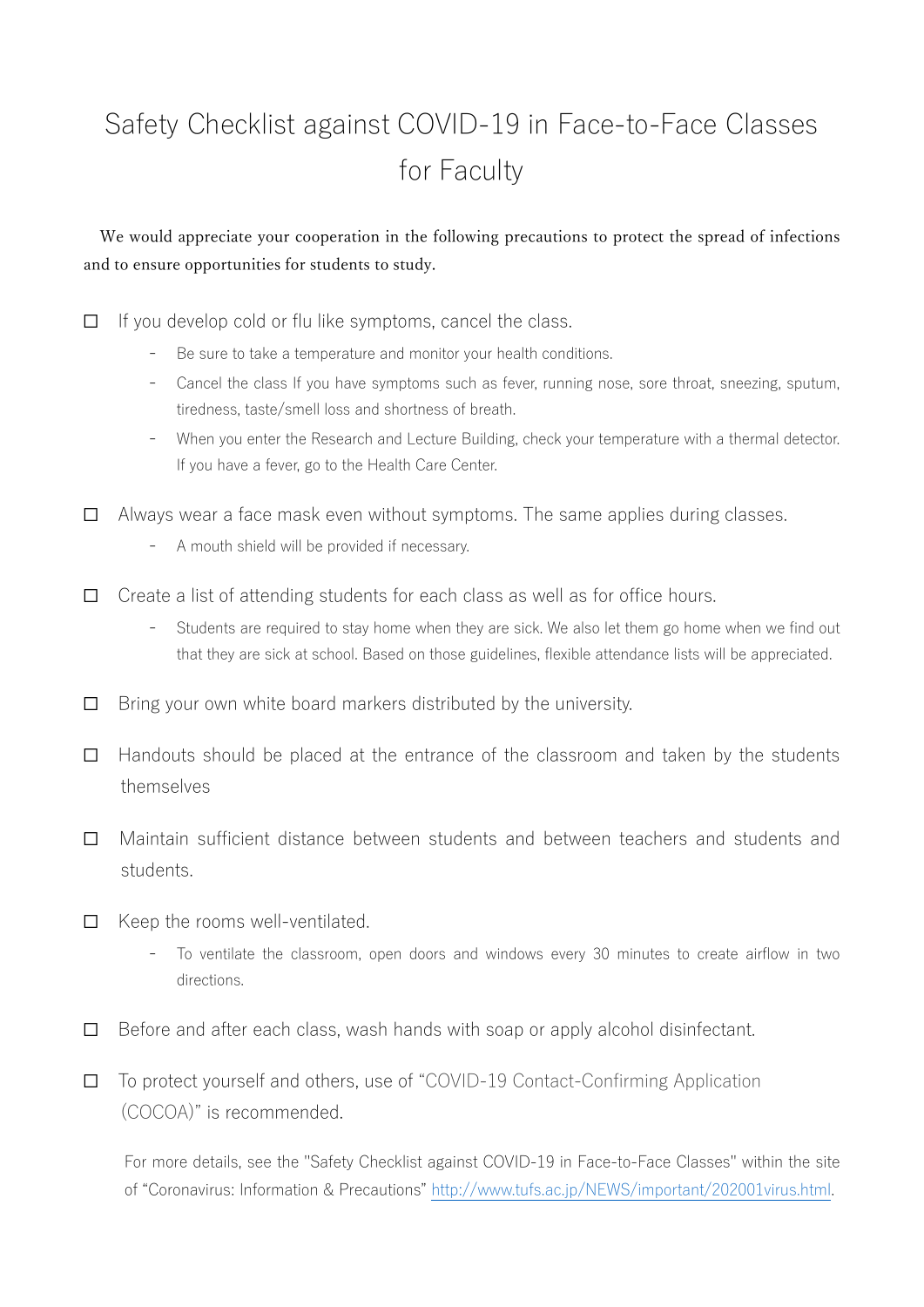# Safety Checklist against COVID-19 in Face-to-Face Classes for Faculty

We would appreciate your cooperation in the following precautions to protect the spread of infections and to ensure opportunities for students to study.

- ☐ If you develop cold or flu like symptoms, cancel the class.
  - Be sure to take a temperature and monitor your health conditions.
  - Cancel the class If you have symptoms such as fever, running nose, sore throat, sneezing, sputum, tiredness, taste/smell loss and shortness of breath.
  - When you enter the Research and Lecture Building, check your temperature with a thermal detector. If you have a fever, go to the Health Care Center.

- ☐ Always wear a face mask even without symptoms. The same applies during classes.
  - A mouth shield will be provided if necessary.

- ☐ Create a list of attending students for each class as well as for office hours.
  - Students are required to stay home when they are sick. We also let them go home when we find out that they are sick at school. Based on those guidelines, flexible attendance lists will be appreciated.

- ☐ Bring your own white board markers distributed by the university.

- ☐ Handouts should be placed at the entrance of the classroom and taken by the students themselves

- ☐ Maintain sufficient distance between students and between teachers and students and students.

- ☐ Keep the rooms well-ventilated.
  - To ventilate the classroom, open doors and windows every 30 minutes to create airflow in two directions.

- ☐ Before and after each class, wash hands with soap or apply alcohol disinfectant.

- ☐ To protect yourself and others, use of "COVID-19 Contact-Confirming Application (COCOA)" is recommended.

For more details, see the "Safety Checklist against COVID-19 in Face-to-Face Classes" within the site of "Coronavirus: Information & Precautions" http://www.tufs.ac.jp/NEWS/important/202001virus.html.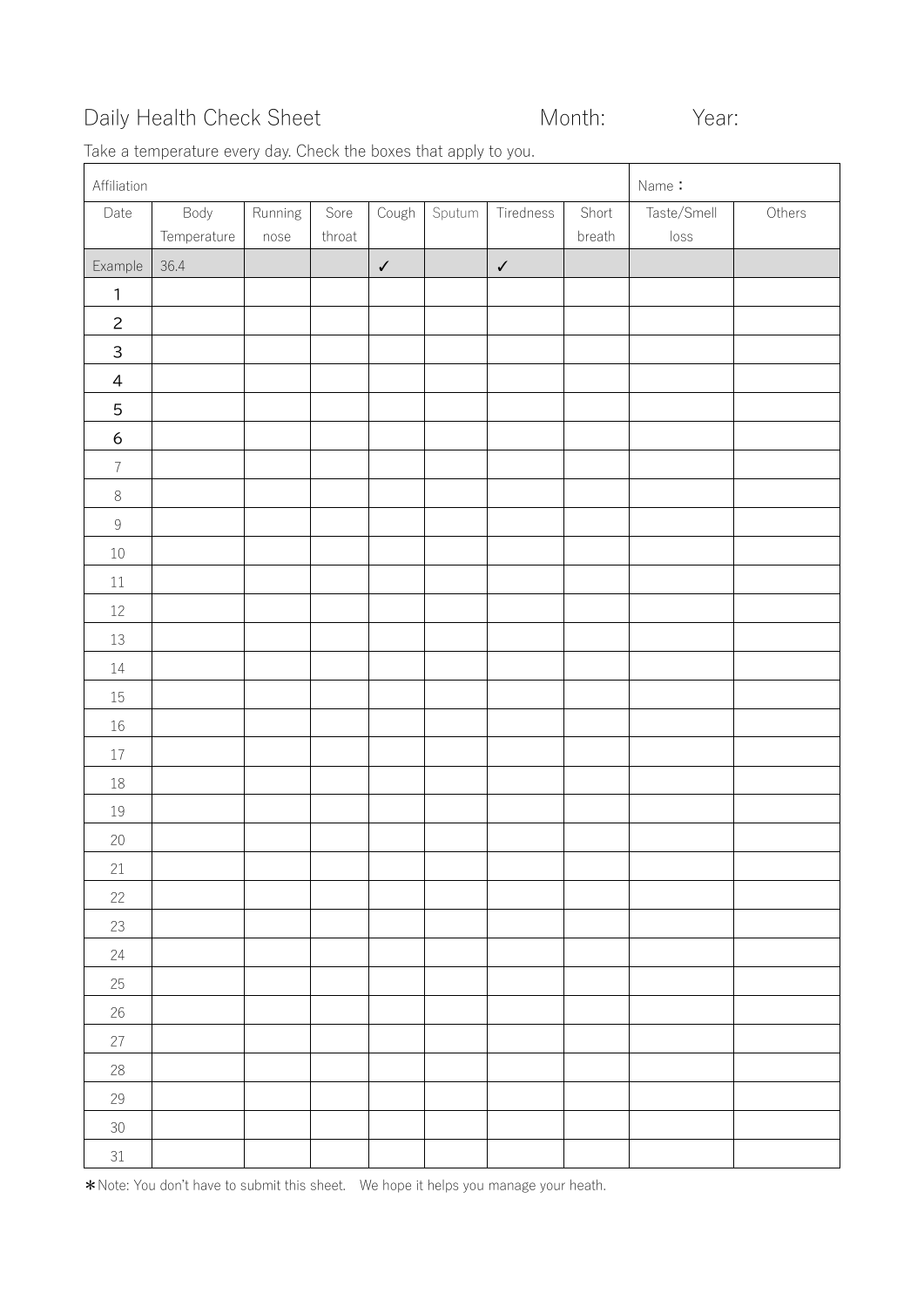Daily Health Check Sheet Month: Year:

Take a temperature every day. Check the boxes that apply to you.

| Affiliation | | | | | | | | Name： | |
|---|---|---|---|---|---|---|---|---|---|
| Date | Body Temperature | Running nose | Sore throat | Cough | Sputum | Tiredness | Short breath | Taste/Smell loss | Others |
| Example | 36.4 | | | ✓ | | ✓ | | | |
| 1 | | | | | | | | | |
| 2 | | | | | | | | | |
| 3 | | | | | | | | | |
| 4 | | | | | | | | | |
| 5 | | | | | | | | | |
| 6 | | | | | | | | | |
| 7 | | | | | | | | | |
| 8 | | | | | | | | | |
| 9 | | | | | | | | | |
| 10 | | | | | | | | | |
| 11 | | | | | | | | | |
| 12 | | | | | | | | | |
| 13 | | | | | | | | | |
| 14 | | | | | | | | | |
| 15 | | | | | | | | | |
| 16 | | | | | | | | | |
| 17 | | | | | | | | | |
| 18 | | | | | | | | | |
| 19 | | | | | | | | | |
| 20 | | | | | | | | | |
| 21 | | | | | | | | | |
| 22 | | | | | | | | | |
| 23 | | | | | | | | | |
| 24 | | | | | | | | | |
| 25 | | | | | | | | | |
| 26 | | | | | | | | | |
| 27 | | | | | | | | | |
| 28 | | | | | | | | | |
| 29 | | | | | | | | | |
| 30 | | | | | | | | | |
| 31 | | | | | | | | | |

＊Note: You don't have to submit this sheet.　We hope it helps you manage your heath.